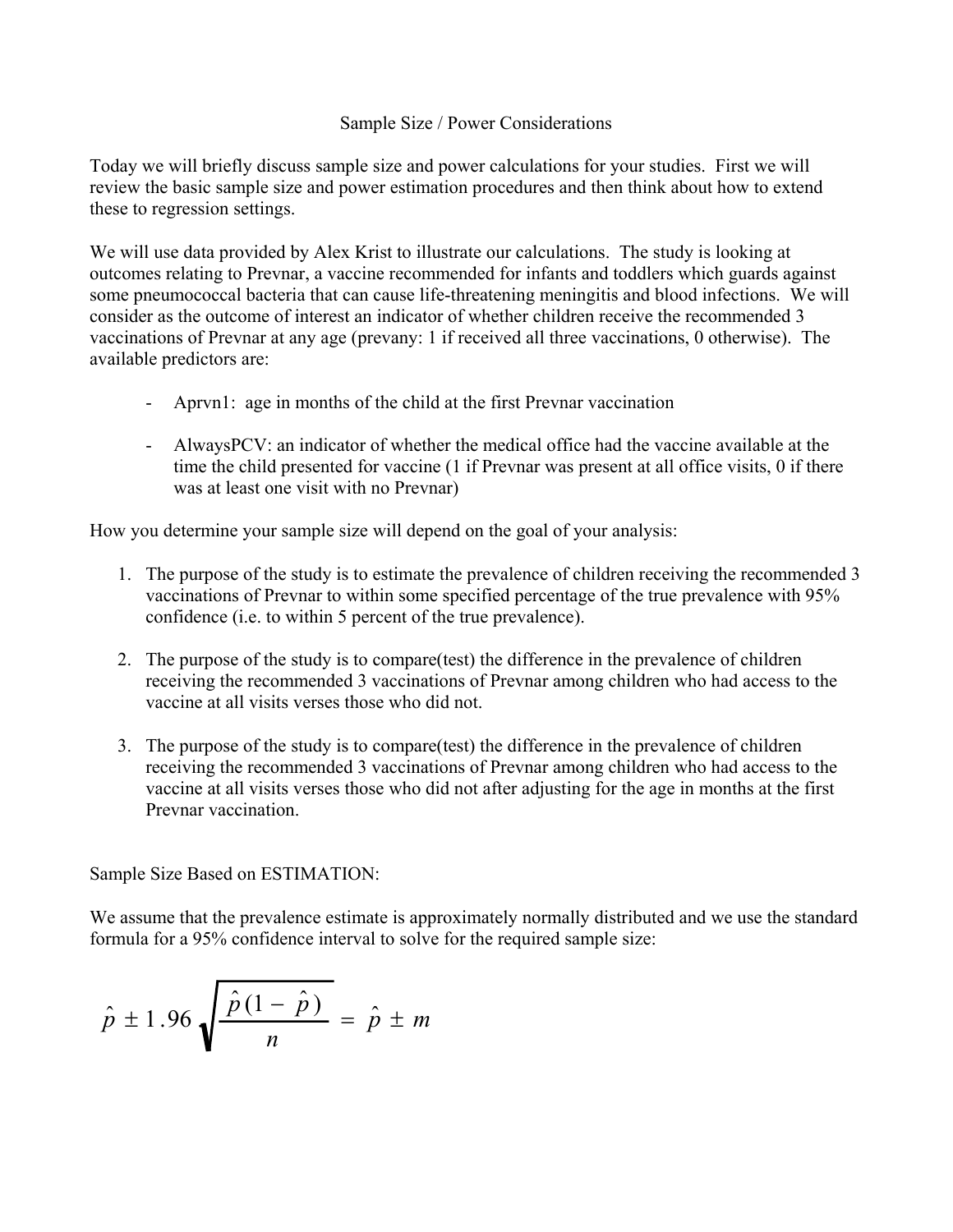# Sample Size / Power Considerations

Today we will briefly discuss sample size and power calculations for your studies. First we will review the basic sample size and power estimation procedures and then think about how to extend these to regression settings.

We will use data provided by Alex Krist to illustrate our calculations. The study is looking at outcomes relating to Prevnar, a vaccine recommended for infants and toddlers which guards against some pneumococcal bacteria that can cause life-threatening meningitis and blood infections. We will consider as the outcome of interest an indicator of whether children receive the recommended 3 vaccinations of Prevnar at any age (prevany: 1 if received all three vaccinations, 0 otherwise). The available predictors are:

- Aprvn1: age in months of the child at the first Prevnar vaccination
- AlwaysPCV: an indicator of whether the medical office had the vaccine available at the time the child presented for vaccine (1 if Prevnar was present at all office visits, 0 if there was at least one visit with no Prevnar)

How you determine your sample size will depend on the goal of your analysis:

1. The purpose of the study is to estimate the prevalence of children receiving the recommended 3 vaccinations of Prevnar to within some specified percentage of the true prevalence with 95% confidence (i.e. to within 5 percent of the true prevalence).
2. The purpose of the study is to compare(test) the difference in the prevalence of children receiving the recommended 3 vaccinations of Prevnar among children who had access to the vaccine at all visits verses those who did not.
3. The purpose of the study is to compare(test) the difference in the prevalence of children receiving the recommended 3 vaccinations of Prevnar among children who had access to the vaccine at all visits verses those who did not after adjusting for the age in months at the first Prevnar vaccination.

Sample Size Based on ESTIMATION:

We assume that the prevalence estimate is approximately normally distributed and we use the standard formula for a 95% confidence interval to solve for the required sample size:

$$\hat{p} \pm 1.96\sqrt{\frac{\hat{p}(1-\hat{p})}{n}} = \hat{p} \pm m$$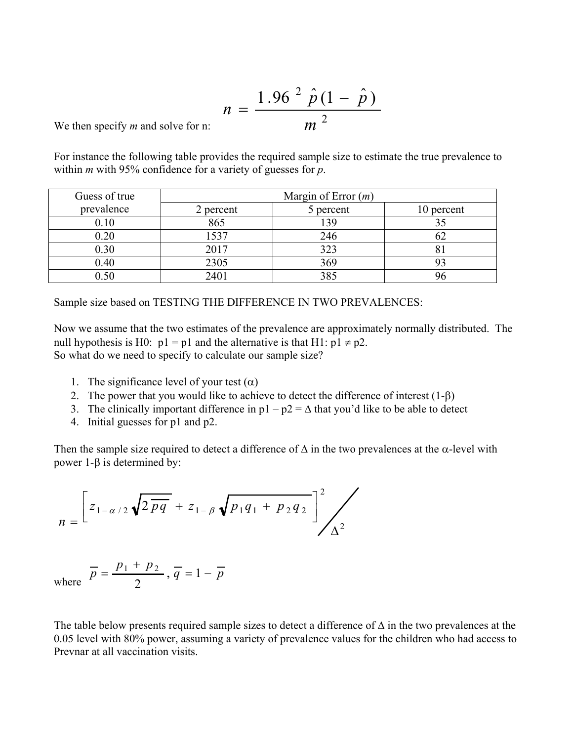We then specify *m* and solve for n:

$$n = \frac{1.96^2 \hat{p}(1 - \hat{p})}{m^2}$$

For instance the following table provides the required sample size to estimate the true prevalence to within *m* with 95% confidence for a variety of guesses for *p*.

| Guess of true prevalence | Margin of Error (*m*) | | |
|---|---|---|---|
| | 2 percent | 5 percent | 10 percent |
| 0.10 | 865 | 139 | 35 |
| 0.20 | 1537 | 246 | 62 |
| 0.30 | 2017 | 323 | 81 |
| 0.40 | 2305 | 369 | 93 |
| 0.50 | 2401 | 385 | 96 |

Sample size based on TESTING THE DIFFERENCE IN TWO PREVALENCES:

Now we assume that the two estimates of the prevalence are approximately normally distributed. The null hypothesis is H0: p1 = p1 and the alternative is that H1: p1 ≠ p2.
So what do we need to specify to calculate our sample size?

1. The significance level of your test ($\alpha$)
2. The power that you would like to achieve to detect the difference of interest ($1-\beta$)
3. The clinically important difference in p1 – p2 = $\Delta$ that you'd like to be able to detect
4. Initial guesses for p1 and p2.

Then the sample size required to detect a difference of $\Delta$ in the two prevalences at the $\alpha$-level with power $1-\beta$ is determined by:

$$n = \left[ z_{1-\alpha/2} \sqrt{2\overline{pq}} + z_{1-\beta} \sqrt{p_1 q_1 + p_2 q_2} \right]^2 \Big/ \Delta^2$$

where $\overline{p} = \frac{p_1 + p_2}{2}$, $\overline{q} = 1 - \overline{p}$

The table below presents required sample sizes to detect a difference of $\Delta$ in the two prevalences at the 0.05 level with 80% power, assuming a variety of prevalence values for the children who had access to Prevnar at all vaccination visits.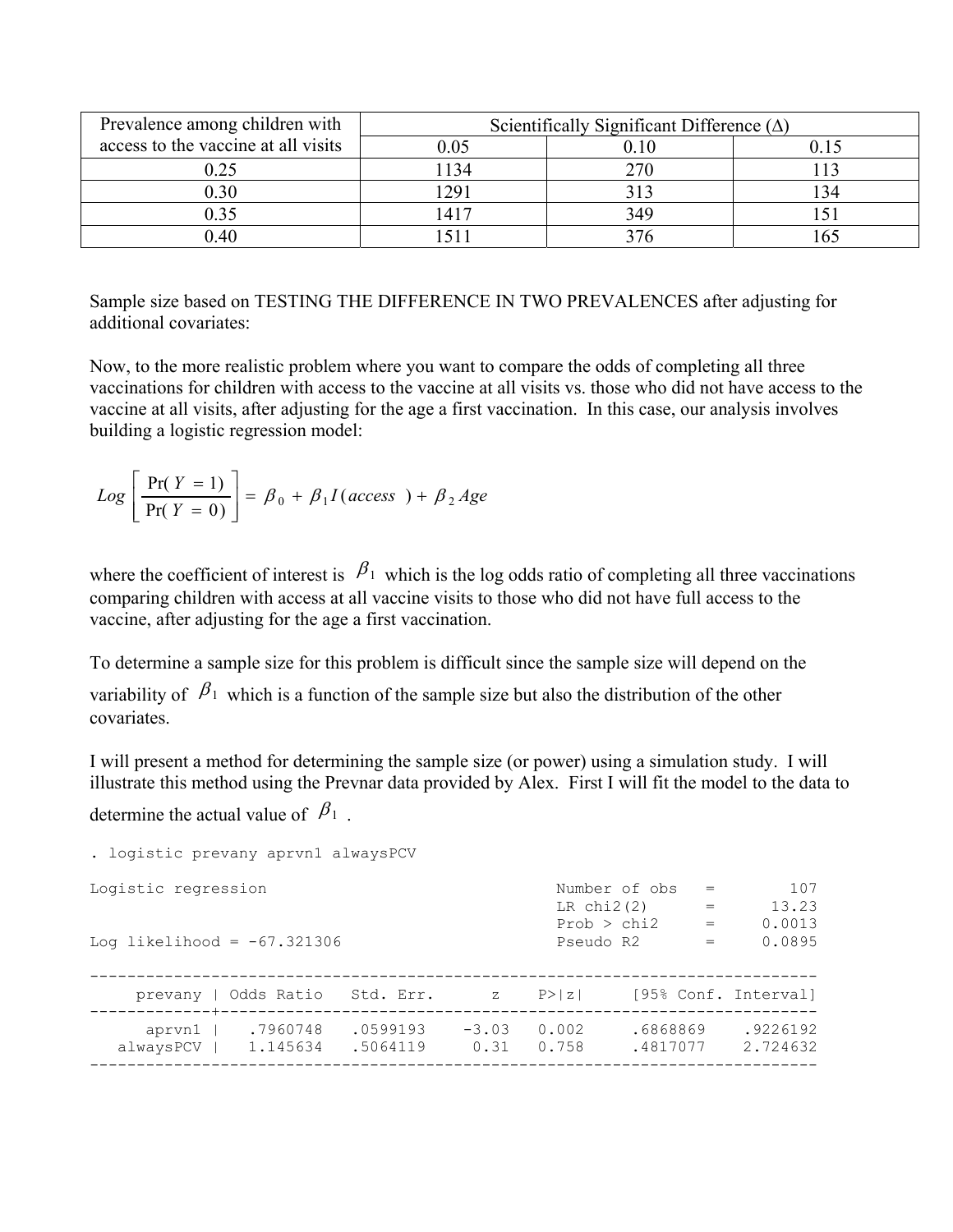| Prevalence among children with access to the vaccine at all visits | Scientifically Significant Difference (Δ) | | |
|---|---|---|---|
| | 0.05 | 0.10 | 0.15 |
| 0.25 | 1134 | 270 | 113 |
| 0.30 | 1291 | 313 | 134 |
| 0.35 | 1417 | 349 | 151 |
| 0.40 | 1511 | 376 | 165 |

Sample size based on TESTING THE DIFFERENCE IN TWO PREVALENCES after adjusting for additional covariates:

Now, to the more realistic problem where you want to compare the odds of completing all three vaccinations for children with access to the vaccine at all visits vs. those who did not have access to the vaccine at all visits, after adjusting for the age a first vaccination. In this case, our analysis involves building a logistic regression model:

$$Log\left[\frac{\Pr(Y=1)}{\Pr(Y=0)}\right] = \beta_0 + \beta_1 I(access) + \beta_2 Age$$

where the coefficient of interest is $\beta_1$ which is the log odds ratio of completing all three vaccinations comparing children with access at all vaccine visits to those who did not have full access to the vaccine, after adjusting for the age a first vaccination.

To determine a sample size for this problem is difficult since the sample size will depend on the variability of $\beta_1$ which is a function of the sample size but also the distribution of the other covariates.

I will present a method for determining the sample size (or power) using a simulation study. I will illustrate this method using the Prevnar data provided by Alex. First I will fit the model to the data to determine the actual value of $\beta_1$.

```
. logistic prevany aprvn1 alwaysPCV

Logistic regression                               Number of obs   =        107
                                                  LR chi2(2)      =      13.23
                                                  Prob > chi2     =     0.0013
Log likelihood = -67.321306                       Pseudo R2       =     0.0895

------------------------------------------------------------------------------
     prevany | Odds Ratio   Std. Err.      z    P>|z|     [95% Conf. Interval]
-------------+----------------------------------------------------------------
      aprvn1 |   .7960748   .0599193    -3.03   0.002     .6868869    .9226192
   alwaysPCV |   1.145634   .5064119     0.31   0.758     .4817077    2.724632
------------------------------------------------------------------------------
```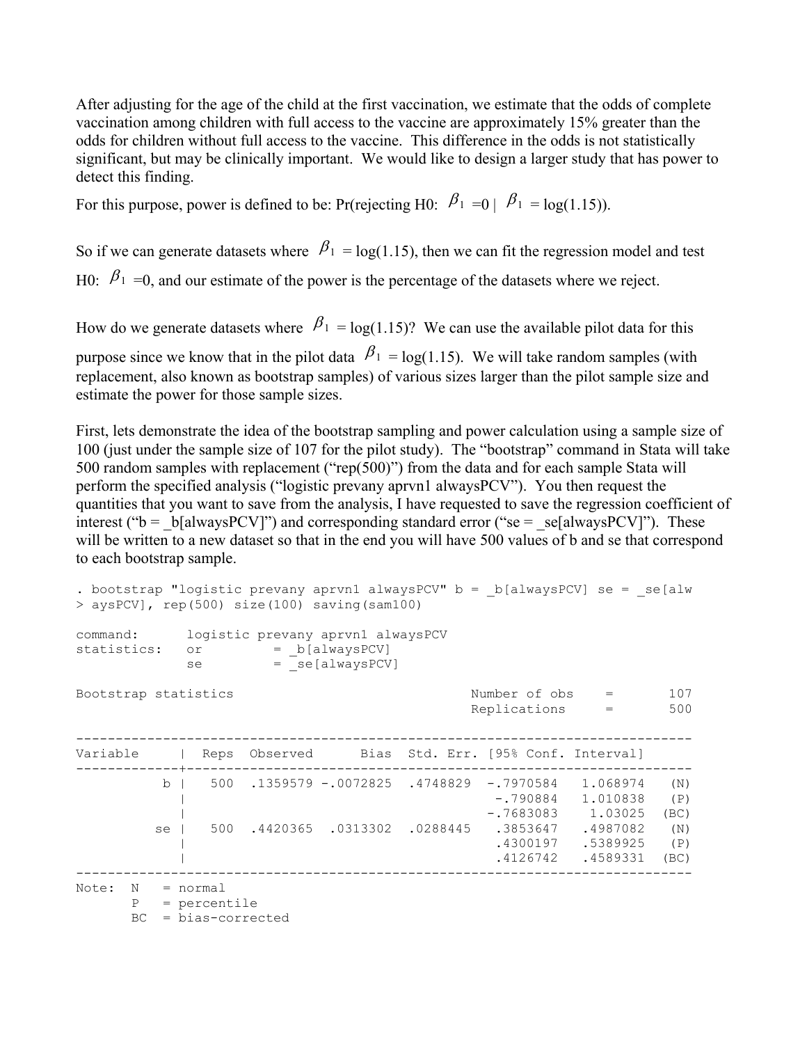After adjusting for the age of the child at the first vaccination, we estimate that the odds of complete vaccination among children with full access to the vaccine are approximately 15% greater than the odds for children without full access to the vaccine. This difference in the odds is not statistically significant, but may be clinically important. We would like to design a larger study that has power to detect this finding.

For this purpose, power is defined to be: Pr(rejecting H0: $\beta_1 = 0 \mid \beta_1 = \log(1.15)$).

So if we can generate datasets where $\beta_1 = \log(1.15)$, then we can fit the regression model and test H0: $\beta_1 = 0$, and our estimate of the power is the percentage of the datasets where we reject.

How do we generate datasets where $\beta_1 = \log(1.15)$? We can use the available pilot data for this purpose since we know that in the pilot data $\beta_1 = \log(1.15)$. We will take random samples (with replacement, also known as bootstrap samples) of various sizes larger than the pilot sample size and estimate the power for those sample sizes.

First, lets demonstrate the idea of the bootstrap sampling and power calculation using a sample size of 100 (just under the sample size of 107 for the pilot study). The "bootstrap" command in Stata will take 500 random samples with replacement ("rep(500)") from the data and for each sample Stata will perform the specified analysis ("logistic prevany aprvn1 alwaysPCV"). You then request the quantities that you want to save from the analysis, I have requested to save the regression coefficient of interest ("b = _b[alwaysPCV]") and corresponding standard error ("se = _se[alwaysPCV]"). These will be written to a new dataset so that in the end you will have 500 values of b and se that correspond to each bootstrap sample.

```
. bootstrap "logistic prevany aprvn1 alwaysPCV" b = _b[alwaysPCV] se = _se[alw
> aysPCV], rep(500) size(100) saving(sam100)

command:      logistic prevany aprvn1 alwaysPCV
statistics:   or         = _b[alwaysPCV]
              se         = _se[alwaysPCV]

Bootstrap statistics                              Number of obs    =       107
                                                  Replications     =       500

------------------------------------------------------------------------------
Variable     |  Reps  Observed      Bias  Std. Err. [95% Conf. Interval]
-------------+----------------------------------------------------------------
           b |   500  .1359579 -.0072825  .4748829  -.7970584   1.068974   (N)
             |                                      -.790884    1.010838   (P)
             |                                      -.7683083    1.03025  (BC)
          se |   500  .4420365  .0313302  .0288445   .3853647   .4987082   (N)
             |                                       .4300197   .5389925   (P)
             |                                       .4126742   .4589331  (BC)
------------------------------------------------------------------------------
Note:  N   = normal
       P   = percentile
       BC  = bias-corrected
```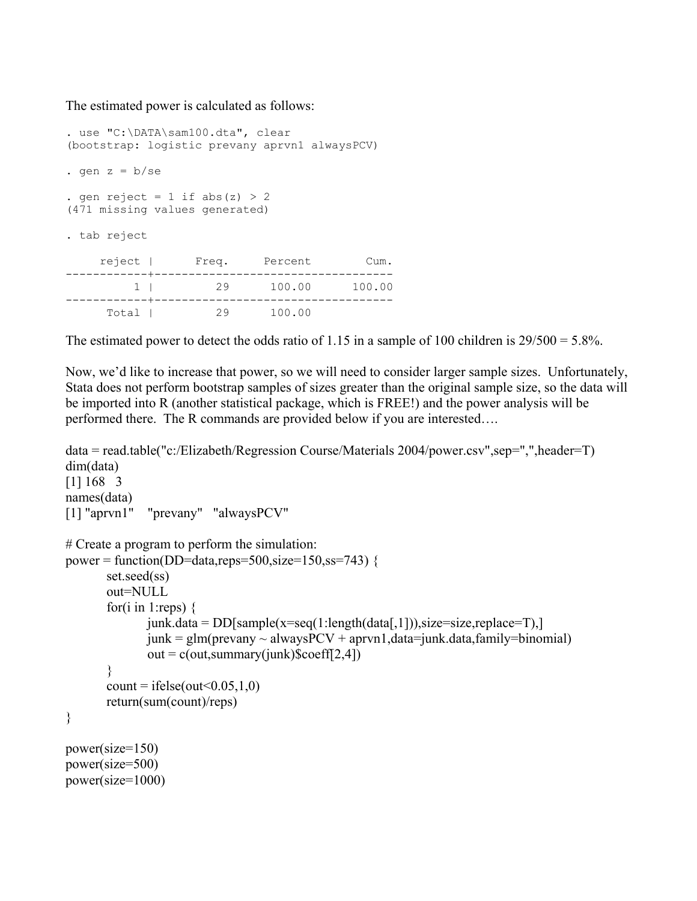The estimated power is calculated as follows:

```
. use "C:\DATA\sam100.dta", clear
(bootstrap: logistic prevany aprvn1 alwaysPCV)

. gen z = b/se

. gen reject = 1 if abs(z) > 2
(471 missing values generated)

. tab reject

     reject |      Freq.     Percent        Cum.
------------+-----------------------------------
          1 |         29      100.00      100.00
------------+-----------------------------------
      Total |         29      100.00
```

The estimated power to detect the odds ratio of 1.15 in a sample of 100 children is 29/500 = 5.8%.

Now, we'd like to increase that power, so we will need to consider larger sample sizes. Unfortunately, Stata does not perform bootstrap samples of sizes greater than the original sample size, so the data will be imported into R (another statistical package, which is FREE!) and the power analysis will be performed there. The R commands are provided below if you are interested….

```
data = read.table("c:/Elizabeth/Regression Course/Materials 2004/power.csv",sep=",",header=T)
dim(data)
[1] 168   3
names(data)
[1] "aprvn1"    "prevany"   "alwaysPCV"

# Create a program to perform the simulation:
power = function(DD=data,reps=500,size=150,ss=743) {
        set.seed(ss)
        out=NULL
        for(i in 1:reps) {
                junk.data = DD[sample(x=seq(1:length(data[,1])),size=size,replace=T),]
                junk = glm(prevany ~ alwaysPCV + aprvn1,data=junk.data,family=binomial)
                out = c(out,summary(junk)$coeff[2,4])
        }
        count = ifelse(out<0.05,1,0)
        return(sum(count)/reps)
}

power(size=150)
power(size=500)
power(size=1000)
```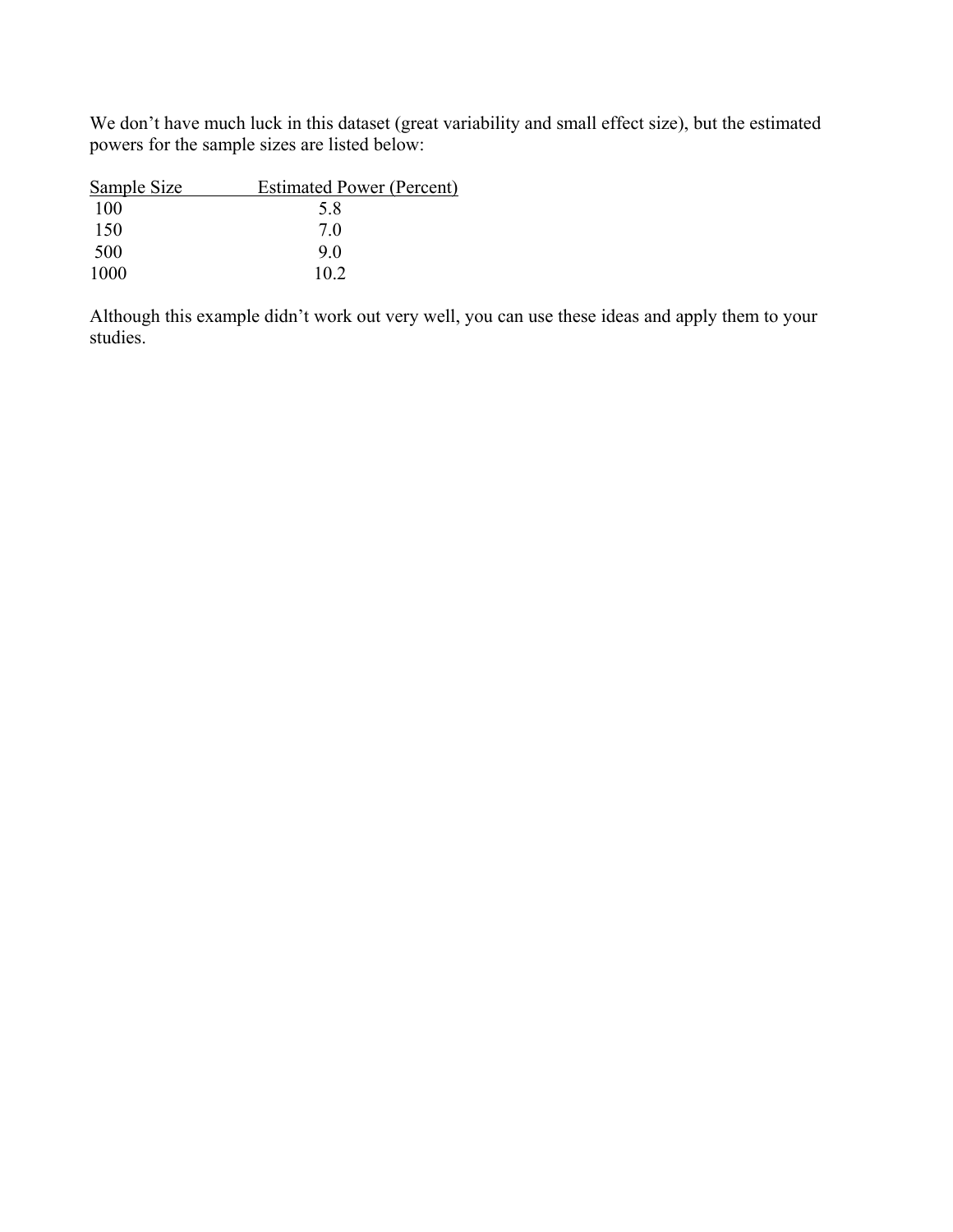We don't have much luck in this dataset (great variability and small effect size), but the estimated powers for the sample sizes are listed below:

| Sample Size | Estimated Power (Percent) |
|---|---|
| 100 | 5.8 |
| 150 | 7.0 |
| 500 | 9.0 |
| 1000 | 10.2 |

Although this example didn't work out very well, you can use these ideas and apply them to your studies.